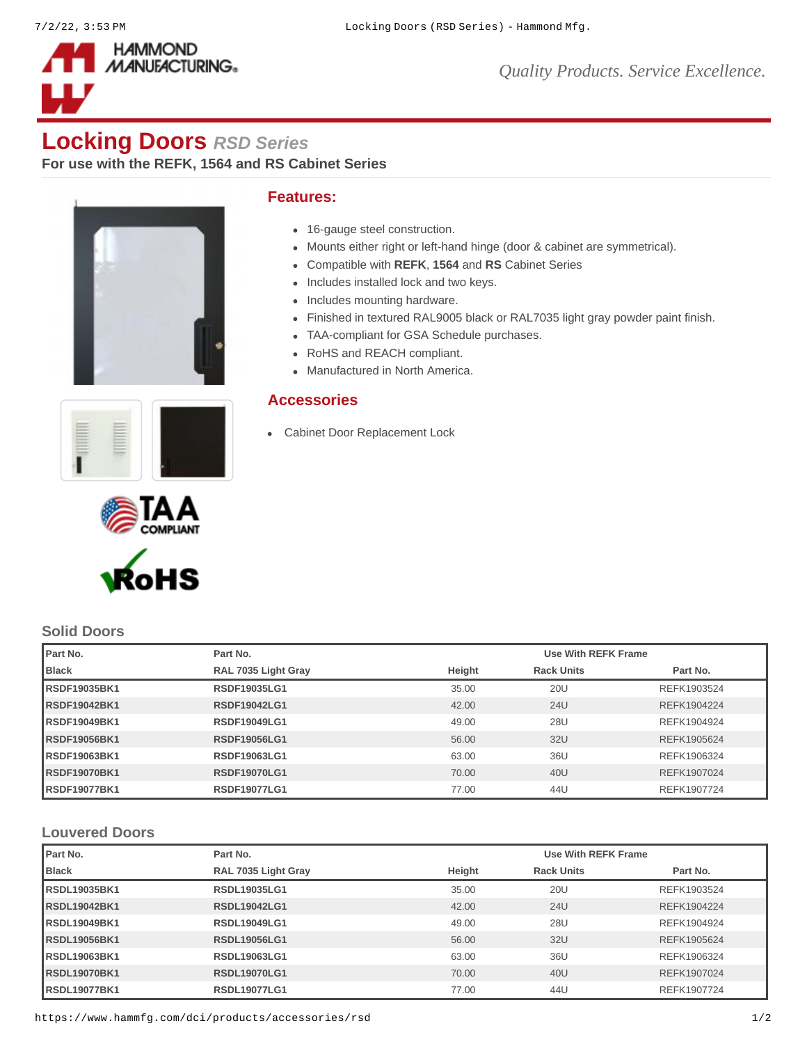# Locking Doors *RSD Series*

**For use with the REFK, 1564 and RS Cabinet Series**

## Features:

- 16-gauge steel construction.
- Mounts either right or left-hand hinge (door & cabinet are symmetrical).
- Compatible with **REFK**, **1564** and **RS** Cabinet Series
- Includes installed lock and two keys.
- Includes mounting hardware.
- Finished in textured RAL9005 black or RAL7035 light gray powder paint finish.
- TAA-compliant for GSA Schedule purchases.
- RoHS and REACH compliant.
- Manufactured in North America.

## Accessories

- Cabinet Door Replacement Lock

### Solid Doors

| Part No. | Part No. | | Use With REFK Frame | |
|---|---|---|---|---|
| Black | RAL 7035 Light Gray | Height | Rack Units | Part No. |
| RSDF19035BK1 | RSDF19035LG1 | 35.00 | 20U | REFK1903524 |
| RSDF19042BK1 | RSDF19042LG1 | 42.00 | 24U | REFK1904224 |
| RSDF19049BK1 | RSDF19049LG1 | 49.00 | 28U | REFK1904924 |
| RSDF19056BK1 | RSDF19056LG1 | 56.00 | 32U | REFK1905624 |
| RSDF19063BK1 | RSDF19063LG1 | 63.00 | 36U | REFK1906324 |
| RSDF19070BK1 | RSDF19070LG1 | 70.00 | 40U | REFK1907024 |
| RSDF19077BK1 | RSDF19077LG1 | 77.00 | 44U | REFK1907724 |

### Louvered Doors

| Part No. | Part No. | | Use With REFK Frame | |
|---|---|---|---|---|
| Black | RAL 7035 Light Gray | Height | Rack Units | Part No. |
| RSDL19035BK1 | RSDL19035LG1 | 35.00 | 20U | REFK1903524 |
| RSDL19042BK1 | RSDL19042LG1 | 42.00 | 24U | REFK1904224 |
| RSDL19049BK1 | RSDL19049LG1 | 49.00 | 28U | REFK1904924 |
| RSDL19056BK1 | RSDL19056LG1 | 56.00 | 32U | REFK1905624 |
| RSDL19063BK1 | RSDL19063LG1 | 63.00 | 36U | REFK1906324 |
| RSDL19070BK1 | RSDL19070LG1 | 70.00 | 40U | REFK1907024 |
| RSDL19077BK1 | RSDL19077LG1 | 77.00 | 44U | REFK1907724 |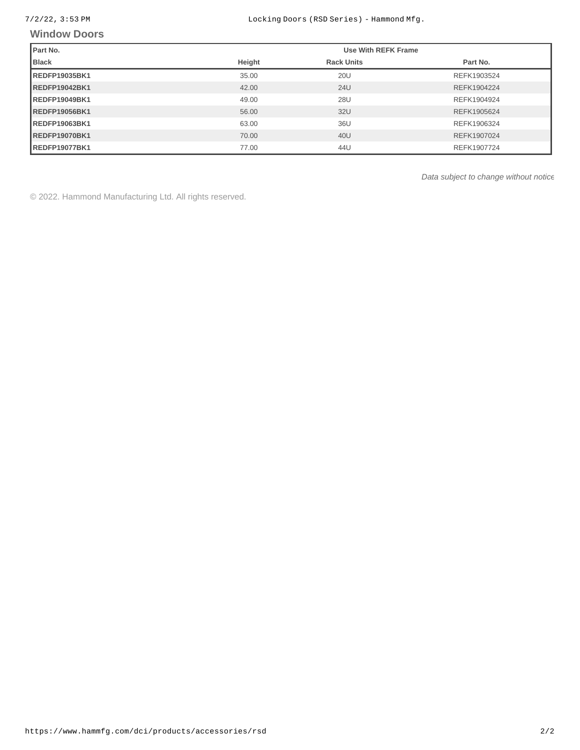## Window Doors

| Part No. | Use With REFK Frame | | |
|---|---|---|---|
| **Black** | **Height** | **Rack Units** | **Part No.** |
| **REDFP19035BK1** | 35.00 | 20U | REFK1903524 |
| **REDFP19042BK1** | 42.00 | 24U | REFK1904224 |
| **REDFP19049BK1** | 49.00 | 28U | REFK1904924 |
| **REDFP19056BK1** | 56.00 | 32U | REFK1905624 |
| **REDFP19063BK1** | 63.00 | 36U | REFK1906324 |
| **REDFP19070BK1** | 70.00 | 40U | REFK1907024 |
| **REDFP19077BK1** | 77.00 | 44U | REFK1907724 |

*Data subject to change without notice*

© 2022. Hammond Manufacturing Ltd. All rights reserved.